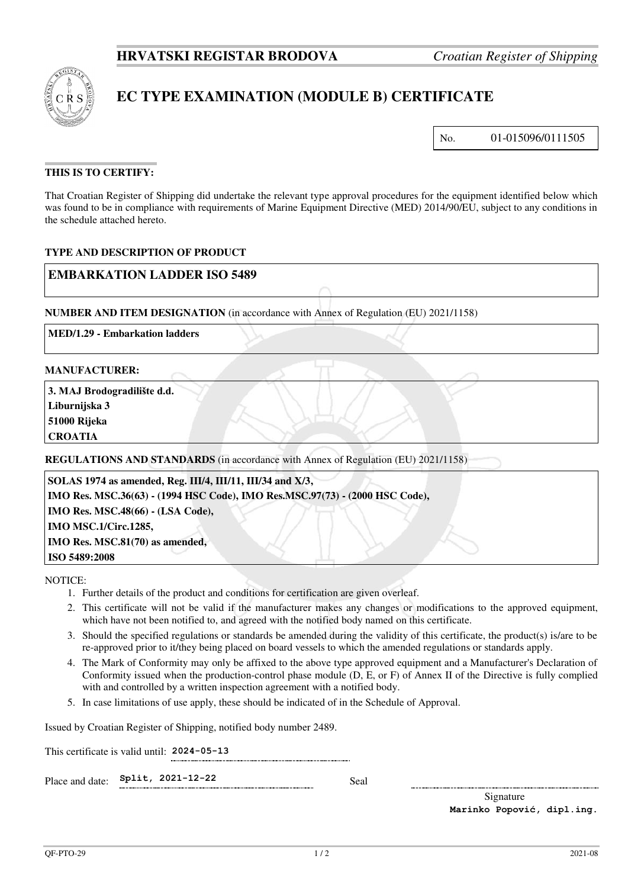**HRVATSKI REGISTAR BRODOVA** *Croatian Register of Shipping*

# EC TYPE EXAMINATION (MODULE B) CERTIFICATE

No. 01-015096/0111505

**THIS IS TO CERTIFY:**

That Croatian Register of Shipping did undertake the relevant type approval procedures for the equipment identified below which was found to be in compliance with requirements of Marine Equipment Directive (MED) 2014/90/EU, subject to any conditions in the schedule attached hereto.

**TYPE AND DESCRIPTION OF PRODUCT**

**EMBARKATION LADDER ISO 5489**

**NUMBER AND ITEM DESIGNATION** (in accordance with Annex of Regulation (EU) 2021/1158)

**MED/1.29 - Embarkation ladders**

**MANUFACTURER:**

**3. MAJ Brodogradilište d.d.**
**Liburnijska 3**
**51000 Rijeka**
**CROATIA**

**REGULATIONS AND STANDARDS** (in accordance with Annex of Regulation (EU) 2021/1158)

**SOLAS 1974 as amended, Reg. III/4, III/11, III/34 and X/3,**
**IMO Res. MSC.36(63) - (1994 HSC Code), IMO Res.MSC.97(73) - (2000 HSC Code),**
**IMO Res. MSC.48(66) - (LSA Code),**
**IMO MSC.1/Circ.1285,**
**IMO Res. MSC.81(70) as amended,**
**ISO 5489:2008**

NOTICE:

1. Further details of the product and conditions for certification are given overleaf.
2. This certificate will not be valid if the manufacturer makes any changes or modifications to the approved equipment, which have not been notified to, and agreed with the notified body named on this certificate.
3. Should the specified regulations or standards be amended during the validity of this certificate, the product(s) is/are to be re-approved prior to it/they being placed on board vessels to which the amended regulations or standards apply.
4. The Mark of Conformity may only be affixed to the above type approved equipment and a Manufacturer's Declaration of Conformity issued when the production-control phase module (D, E, or F) of Annex II of the Directive is fully complied with and controlled by a written inspection agreement with a notified body.
5. In case limitations of use apply, these should be indicated of in the Schedule of Approval.

Issued by Croatian Register of Shipping, notified body number 2489.

This certificate is valid until: **2024-05-13**

Place and date: **Split, 2021-12-22**

Seal

Signature
**Marinko Popović, dipl.ing.**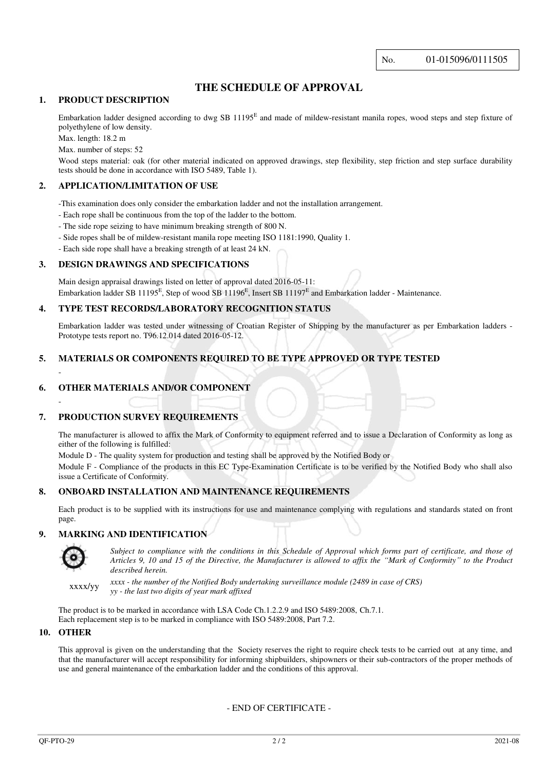No. 01-015096/0111505

# THE SCHEDULE OF APPROVAL

## 1. PRODUCT DESCRIPTION

Embarkation ladder designed according to dwg SB 11195[E] and made of mildew-resistant manila ropes, wood steps and step fixture of polyethylene of low density.

Max. length: 18.2 m

Max. number of steps: 52

Wood steps material: oak (for other material indicated on approved drawings, step flexibility, step friction and step surface durability tests should be done in accordance with ISO 5489, Table 1).

## 2. APPLICATION/LIMITATION OF USE

-This examination does only consider the embarkation ladder and not the installation arrangement.

- Each rope shall be continuous from the top of the ladder to the bottom.
- The side rope seizing to have minimum breaking strength of 800 N.
- Side ropes shall be of mildew-resistant manila rope meeting ISO 1181:1990, Quality 1.
- Each side rope shall have a breaking strength of at least 24 kN.

## 3. DESIGN DRAWINGS AND SPECIFICATIONS

Main design appraisal drawings listed on letter of approval dated 2016-05-11:
Embarkation ladder SB 11195[E], Step of wood SB 11196[E], Insert SB 11197[E] and Embarkation ladder - Maintenance.

## 4. TYPE TEST RECORDS/LABORATORY RECOGNITION STATUS

Embarkation ladder was tested under witnessing of Croatian Register of Shipping by the manufacturer as per Embarkation ladders - Prototype tests report no. T96.12.014 dated 2016-05-12.

## 5. MATERIALS OR COMPONENTS REQUIRED TO BE TYPE APPROVED OR TYPE TESTED

-

## 6. OTHER MATERIALS AND/OR COMPONENT

-

## 7. PRODUCTION SURVEY REQUIREMENTS

The manufacturer is allowed to affix the Mark of Conformity to equipment referred and to issue a Declaration of Conformity as long as either of the following is fulfilled:

Module D - The quality system for production and testing shall be approved by the Notified Body or

Module F - Compliance of the products in this EC Type-Examination Certificate is to be verified by the Notified Body who shall also issue a Certificate of Conformity.

## 8. ONBOARD INSTALLATION AND MAINTENANCE REQUIREMENTS

Each product is to be supplied with its instructions for use and maintenance complying with regulations and standards stated on front page.

## 9. MARKING AND IDENTIFICATION

*Subject to compliance with the conditions in this Schedule of Approval which forms part of certificate, and those of Articles 9, 10 and 15 of the Directive, the Manufacturer is allowed to affix the "Mark of Conformity" to the Product described herein.*

xxxx/yy *xxxx - the number of the Notified Body undertaking surveillance module (2489 in case of CRS)*
*yy - the last two digits of year mark affixed*

The product is to be marked in accordance with LSA Code Ch.1.2.2.9 and ISO 5489:2008, Ch.7.1.
Each replacement step is to be marked in compliance with ISO 5489:2008, Part 7.2.

## 10. OTHER

This approval is given on the understanding that the Society reserves the right to require check tests to be carried out at any time, and that the manufacturer will accept responsibility for informing shipbuilders, shipowners or their sub-contractors of the proper methods of use and general maintenance of the embarkation ladder and the conditions of this approval.

- END OF CERTIFICATE -

QF-PTO-29 2021-08